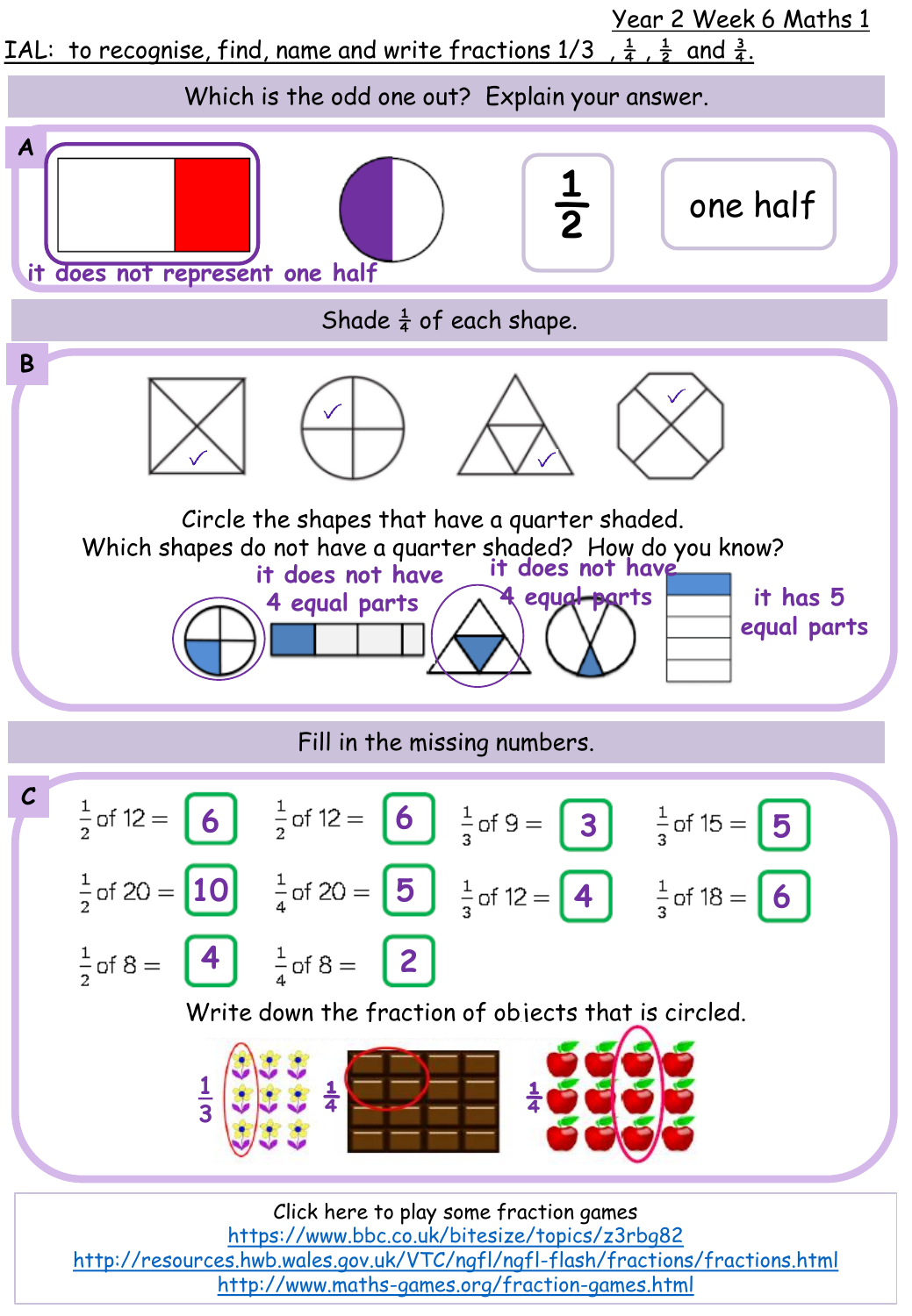Year 2 Week 6 Maths 1

IAL: to recognise, find, name and write fractions 1/3, $\frac{1}{4}$, $\frac{1}{2}$ and $\frac{3}{4}$.

## Which is the odd one out? Explain your answer.

**A**

$\frac{1}{2}$

one half

it does not represent one half

## Shade $\frac{1}{4}$ of each shape.

**B**

Circle the shapes that have a quarter shaded.

Which shapes do not have a quarter shaded? How do you know?

it does not have 4 equal parts

it does not have 4 equal parts

it has 5 equal parts

## Fill in the missing numbers.

**C**

$\frac{1}{2}$ of 12 = 6

$\frac{1}{2}$ of 12 = 6

$\frac{1}{3}$ of 9 = 3

$\frac{1}{3}$ of 15 = 5

$\frac{1}{2}$ of 20 = 10

$\frac{1}{4}$ of 20 = 5

$\frac{1}{3}$ of 12 = 4

$\frac{1}{3}$ of 18 = 6

$\frac{1}{2}$ of 8 = 4

$\frac{1}{4}$ of 8 = 2

Write down the fraction of objects that is circled.

$\frac{1}{3}$ $\frac{1}{4}$ $\frac{1}{4}$

Click here to play some fraction games

https://www.bbc.co.uk/bitesize/topics/z3rbg82

http://resources.hwb.wales.gov.uk/VTC/ngfl/ngfl-flash/fractions/fractions.html

http://www.maths-games.org/fraction-games.html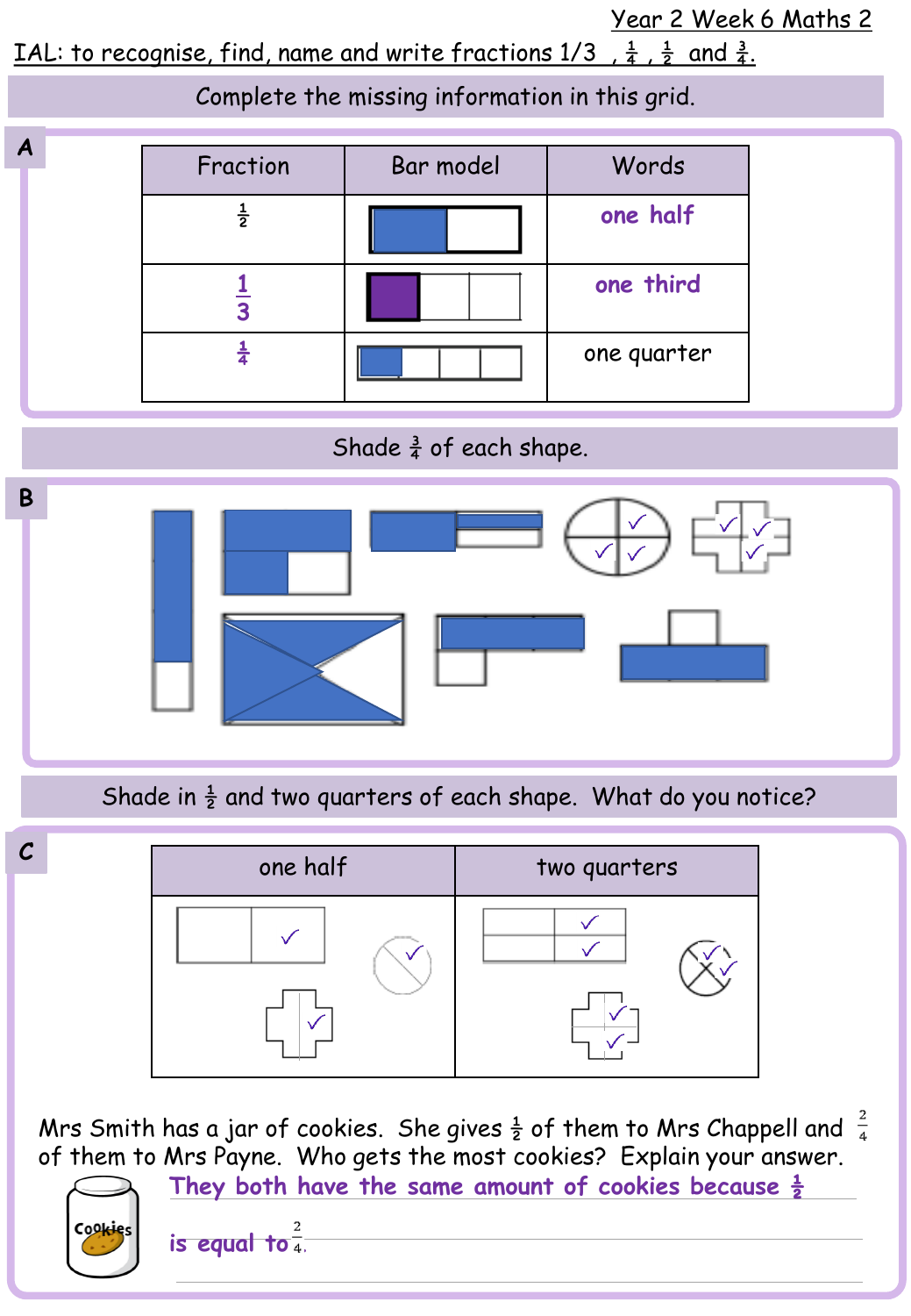Year 2 Week 6 Maths 2

IAL: to recognise, find, name and write fractions 1/3 , $\frac{1}{4}$ , $\frac{1}{2}$ and $\frac{3}{4}$.

Complete the missing information in this grid.

**A**

| Fraction | Bar model | Words |
|---|---|---|
| $\frac{1}{2}$ | | one half |
| $\frac{1}{3}$ | | one third |
| $\frac{1}{4}$ | | one quarter |

Shade $\frac{3}{4}$ of each shape.

**B**

Shade in $\frac{1}{2}$ and two quarters of each shape. What do you notice?

**C**

| one half | two quarters |
|---|---|
| | |

Mrs Smith has a jar of cookies. She gives $\frac{1}{2}$ of them to Mrs Chappell and $\frac{2}{4}$ of them to Mrs Payne. Who gets the most cookies? Explain your answer.

They both have the same amount of cookies because $\frac{1}{2}$ is equal to $\frac{2}{4}$.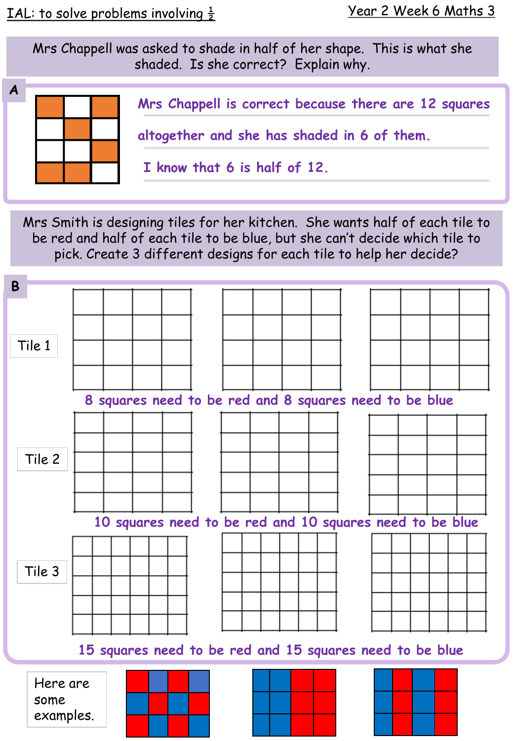IAL: to solve problems involving $\frac{1}{2}$

Year 2 Week 6 Maths 3

Mrs Chappell was asked to shade in half of her shape. This is what she shaded. Is she correct? Explain why.

**A**

Mrs Chappell is correct because there are 12 squares altogether and she has shaded in 6 of them.

I know that 6 is half of 12.

Mrs Smith is designing tiles for her kitchen. She wants half of each tile to be red and half of each tile to be blue, but she can't decide which tile to pick. Create 3 different designs for each tile to help her decide?

**B**

Tile 1

8 squares need to be red and 8 squares need to be blue

Tile 2

10 squares need to be red and 10 squares need to be blue

Tile 3

15 squares need to be red and 15 squares need to be blue

Here are some examples.